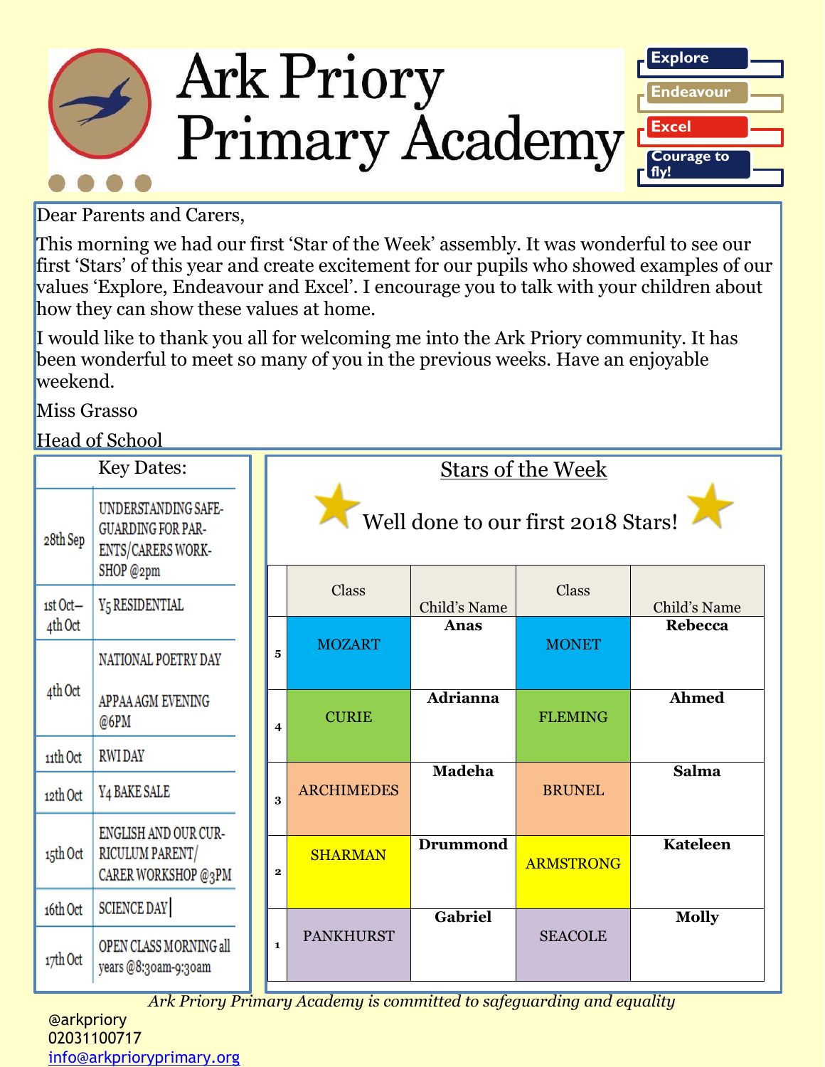# Ark Priory Primary Academy

Explore

Endeavour

Excel

Courage to fly!

Dear Parents and Carers,

This morning we had our first 'Star of the Week' assembly. It was wonderful to see our first 'Stars' of this year and create excitement for our pupils who showed examples of our values 'Explore, Endeavour and Excel'. I encourage you to talk with your children about how they can show these values at home.

I would like to thank you all for welcoming me into the Ark Priory community. It has been wonderful to meet so many of you in the previous weeks. Have an enjoyable weekend.

Miss Grasso

Head of School

## Key Dates:

| Date | Event |
|---|---|
| 28th Sep | UNDERSTANDING SAFEGUARDING FOR PARENTS/CARERS WORKSHOP @2pm |
| 1st Oct–4th Oct | Y5 RESIDENTIAL |
| 4th Oct | NATIONAL POETRY DAY<br>APPAA AGM EVENING @6PM |
| 11th Oct | RWI DAY |
| 12th Oct | Y4 BAKE SALE |
| 15th Oct | ENGLISH AND OUR CURRICULUM PARENT/CARER WORKSHOP @3PM |
| 16th Oct | SCIENCE DAY |
| 17th Oct | OPEN CLASS MORNING all years @8:30am-9:30am |

## Stars of the Week

Well done to our first 2018 Stars!

| | Class | Child's Name | Class | Child's Name |
|---|---|---|---|---|
| 5 | MOZART | **Anas** | MONET | **Rebecca** |
| 4 | CURIE | **Adrianna** | FLEMING | **Ahmed** |
| 3 | ARCHIMEDES | **Madeha** | BRUNEL | **Salma** |
| 2 | SHARMAN | **Drummond** | ARMSTRONG | **Kateleen** |
| 1 | PANKHURST | **Gabriel** | SEACOLE | **Molly** |

*Ark Priory Primary Academy is committed to safeguarding and equality*

@arkpriory
02031100717
info@arkprioryprimary.org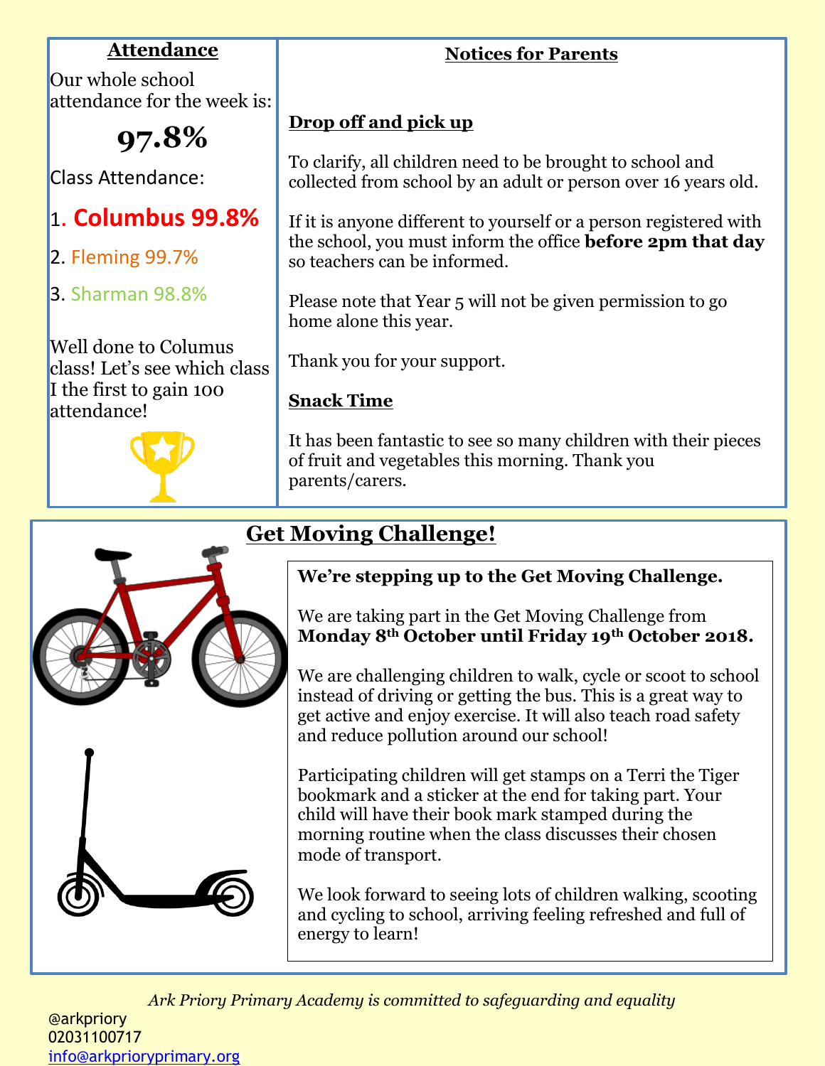## Attendance

Our whole school attendance for the week is:

**97.8%**

Class Attendance:

1. **Columbus 99.8%**
2. Fleming 99.7%
3. Sharman 98.8%

Well done to Columus class! Let's see which class I the first to gain 100 attendance!

## Notices for Parents

### Drop off and pick up

To clarify, all children need to be brought to school and collected from school by an adult or person over 16 years old.

If it is anyone different to yourself or a person registered with the school, you must inform the office **before 2pm that day** so teachers can be informed.

Please note that Year 5 will not be given permission to go home alone this year.

Thank you for your support.

### Snack Time

It has been fantastic to see so many children with their pieces of fruit and vegetables this morning. Thank you parents/carers.

## Get Moving Challenge!

**We're stepping up to the Get Moving Challenge.**

We are taking part in the Get Moving Challenge from **Monday 8th October until Friday 19th October 2018.**

We are challenging children to walk, cycle or scoot to school instead of driving or getting the bus. This is a great way to get active and enjoy exercise. It will also teach road safety and reduce pollution around our school!

Participating children will get stamps on a Terri the Tiger bookmark and a sticker at the end for taking part. Your child will have their book mark stamped during the morning routine when the class discusses their chosen mode of transport.

We look forward to seeing lots of children walking, scooting and cycling to school, arriving feeling refreshed and full of energy to learn!

*Ark Priory Primary Academy is committed to safeguarding and equality*

@arkpriory
02031100717
info@arkprioryprimary.org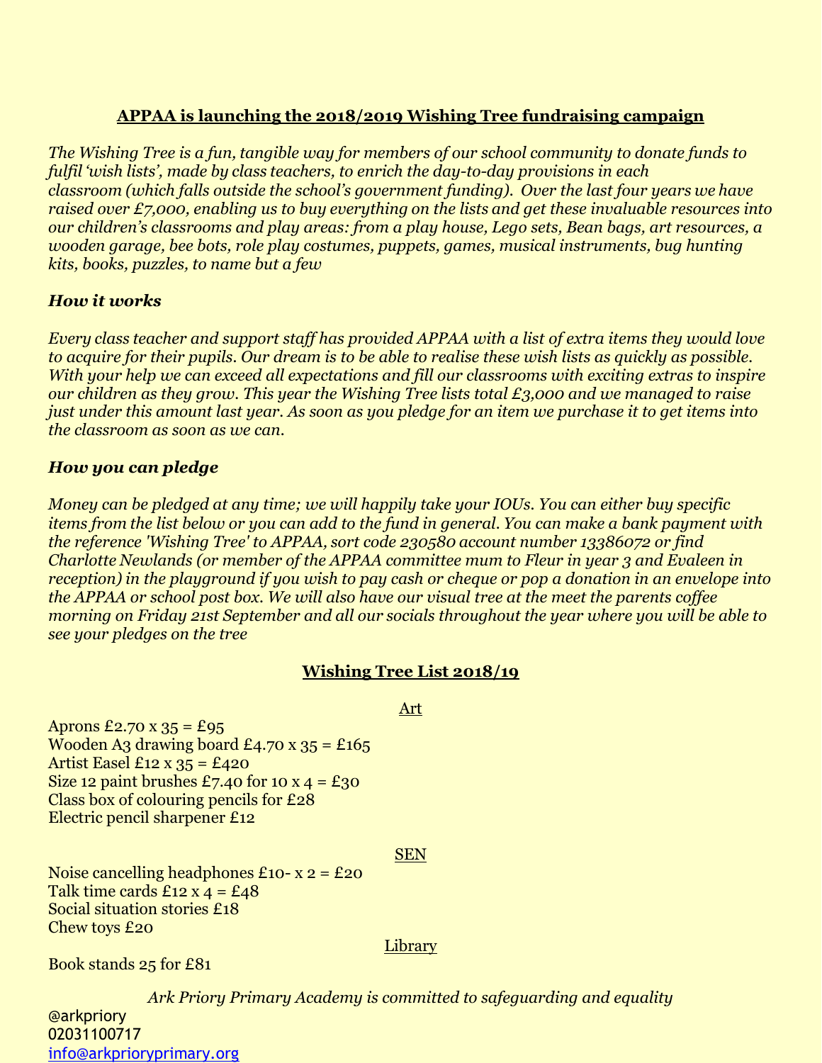## APPAA is launching the 2018/2019 Wishing Tree fundraising campaign

*The Wishing Tree is a fun, tangible way for members of our school community to donate funds to fulfil 'wish lists', made by class teachers, to enrich the day-to-day provisions in each classroom (which falls outside the school's government funding). Over the last four years we have raised over £7,000, enabling us to buy everything on the lists and get these invaluable resources into our children's classrooms and play areas: from a play house, Lego sets, Bean bags, art resources, a wooden garage, bee bots, role play costumes, puppets, games, musical instruments, bug hunting kits, books, puzzles, to name but a few*

### *How it works*

*Every class teacher and support staff has provided APPAA with a list of extra items they would love to acquire for their pupils. Our dream is to be able to realise these wish lists as quickly as possible. With your help we can exceed all expectations and fill our classrooms with exciting extras to inspire our children as they grow. This year the Wishing Tree lists total £3,000 and we managed to raise just under this amount last year. As soon as you pledge for an item we purchase it to get items into the classroom as soon as we can.*

### *How you can pledge*

*Money can be pledged at any time; we will happily take your IOUs. You can either buy specific items from the list below or you can add to the fund in general. You can make a bank payment with the reference 'Wishing Tree' to APPAA, sort code 230580 account number 13386072 or find Charlotte Newlands (or member of the APPAA committee mum to Fleur in year 3 and Evaleen in reception) in the playground if you wish to pay cash or cheque or pop a donation in an envelope into the APPAA or school post box. We will also have our visual tree at the meet the parents coffee morning on Friday 21st September and all our socials throughout the year where you will be able to see your pledges on the tree*

## Wishing Tree List 2018/19

### Art

Aprons £2.70 x 35 = £95
Wooden A3 drawing board £4.70 x 35 = £165
Artist Easel £12 x 35 = £420
Size 12 paint brushes £7.40 for 10 x 4 = £30
Class box of colouring pencils for £28
Electric pencil sharpener £12

### SEN

Noise cancelling headphones £10- x 2 = £20
Talk time cards £12 x 4 = £48
Social situation stories £18
Chew toys £20

### Library

Book stands 25 for £81

*Ark Priory Primary Academy is committed to safeguarding and equality*

@arkpriory
02031100717
info@arkprioryprimary.org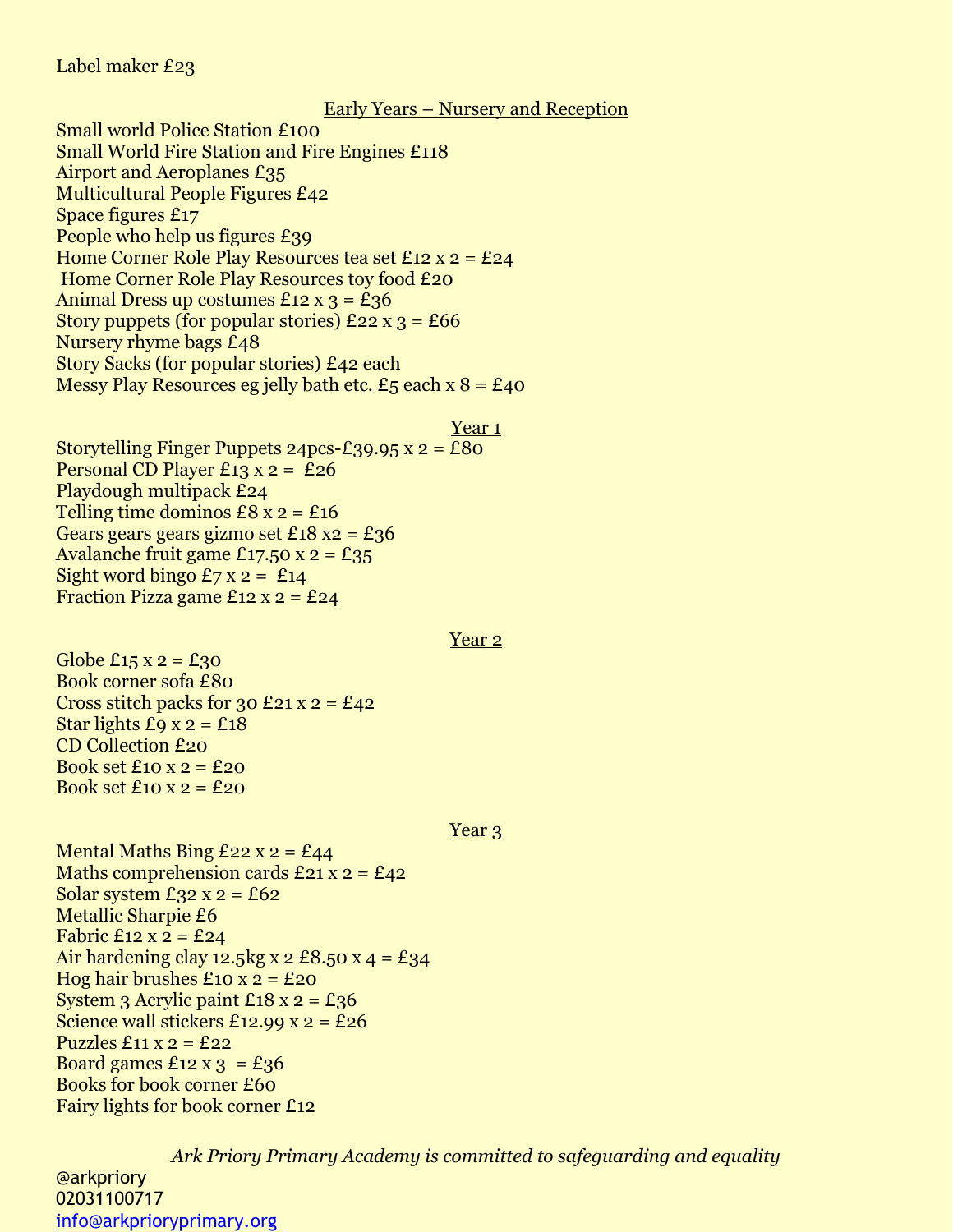Label maker £23

## Early Years – Nursery and Reception

Small world Police Station £100
Small World Fire Station and Fire Engines £118
Airport and Aeroplanes £35
Multicultural People Figures £42
Space figures £17
People who help us figures £39
Home Corner Role Play Resources tea set £12 x 2 = £24
Home Corner Role Play Resources toy food £20
Animal Dress up costumes £12 x 3 = £36
Story puppets (for popular stories) £22 x 3 = £66
Nursery rhyme bags £48
Story Sacks (for popular stories) £42 each
Messy Play Resources eg jelly bath etc. £5 each x 8 = £40

## Year 1

Storytelling Finger Puppets 24pcs-£39.95 x 2 = £80
Personal CD Player £13 x 2 = £26
Playdough multipack £24
Telling time dominos £8 x 2 = £16
Gears gears gears gizmo set £18 x2 = £36
Avalanche fruit game £17.50 x 2 = £35
Sight word bingo £7 x 2 = £14
Fraction Pizza game £12 x 2 = £24

## Year 2

Globe £15 x 2 = £30
Book corner sofa £80
Cross stitch packs for 30 £21 x 2 = £42
Star lights £9 x 2 = £18
CD Collection £20
Book set £10 x 2 = £20
Book set £10 x 2 = £20

## Year 3

Mental Maths Bing £22 x 2 = £44
Maths comprehension cards £21 x 2 = £42
Solar system £32 x 2 = £62
Metallic Sharpie £6
Fabric £12 x 2 = £24
Air hardening clay 12.5kg x 2 £8.50 x 4 = £34
Hog hair brushes £10 x 2 = £20
System 3 Acrylic paint £18 x 2 = £36
Science wall stickers £12.99 x 2 = £26
Puzzles £11 x 2 = £22
Board games £12 x 3 = £36
Books for book corner £60
Fairy lights for book corner £12

*Ark Priory Primary Academy is committed to safeguarding and equality*

@arkpriory
02031100717
info@arkprioryprimary.org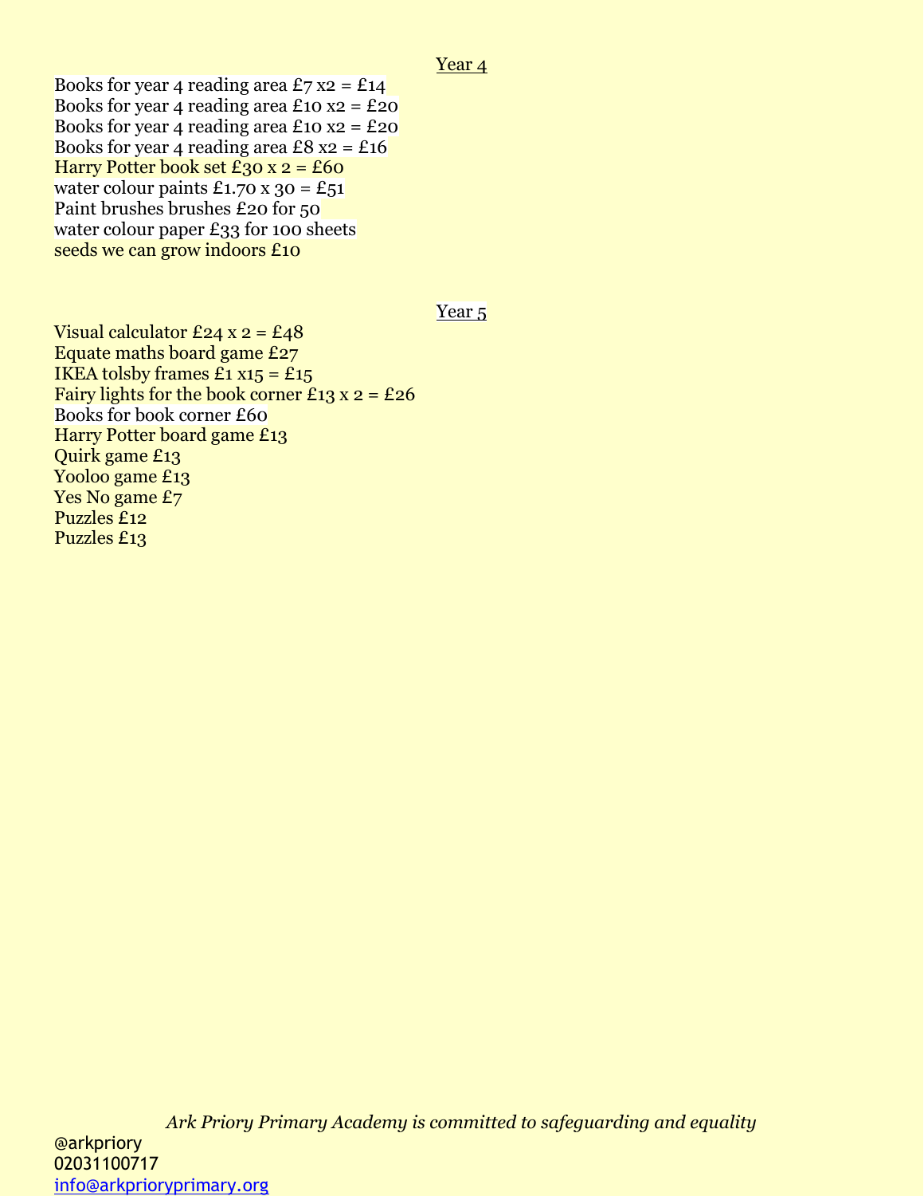## Year 4

Books for year 4 reading area £7 x2 = £14
Books for year 4 reading area £10 x2 = £20
Books for year 4 reading area £10 x2 = £20
Books for year 4 reading area £8 x2 = £16
Harry Potter book set £30 x 2 = £60
water colour paints £1.70 x 30 = £51
Paint brushes brushes £20 for 50
water colour paper £33 for 100 sheets
seeds we can grow indoors £10

## Year 5

Visual calculator £24 x 2 = £48
Equate maths board game £27
IKEA tolsby frames £1 x15 = £15
Fairy lights for the book corner £13 x 2 = £26
Books for book corner £60
Harry Potter board game £13
Quirk game £13
Yooloo game £13
Yes No game £7
Puzzles £12
Puzzles £13

*Ark Priory Primary Academy is committed to safeguarding and equality*

@arkpriory
02031100717
info@arkprioryprimary.org